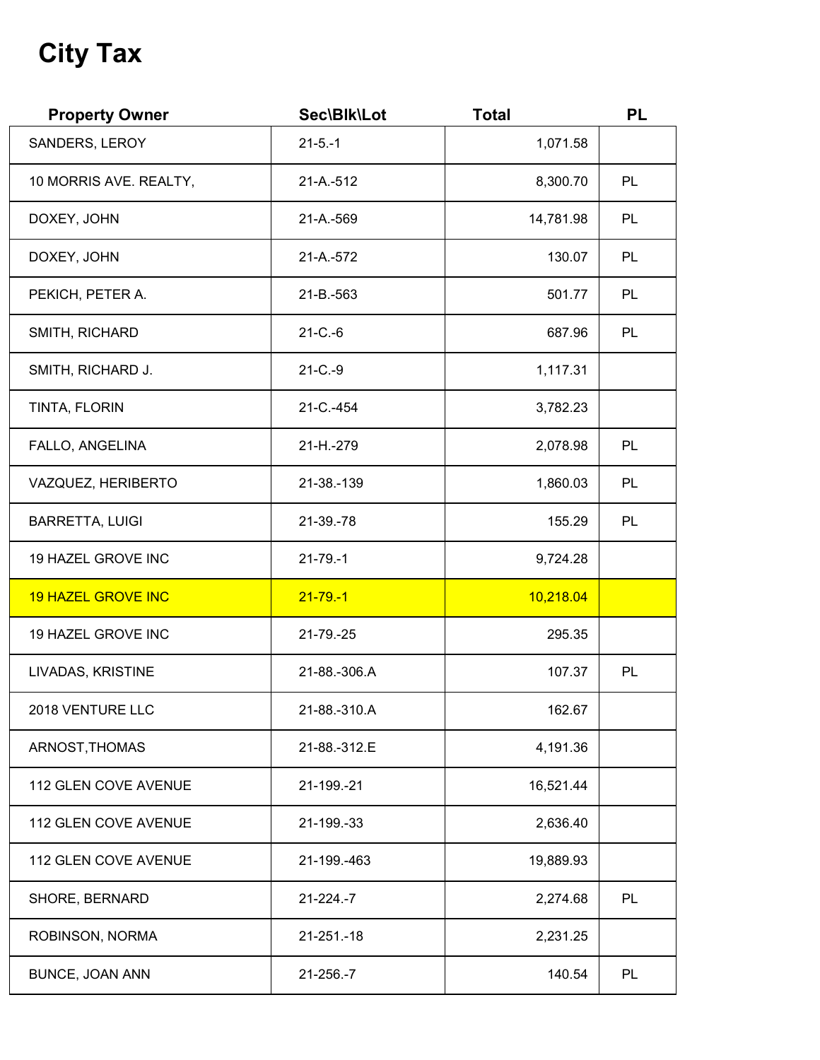# City Tax

| Property Owner | Sec\Blk\Lot | Total | PL |
|---|---|---|---|
| SANDERS, LEROY | 21-5.-1 | 1,071.58 | |
| 10 MORRIS AVE. REALTY, | 21-A.-512 | 8,300.70 | PL |
| DOXEY, JOHN | 21-A.-569 | 14,781.98 | PL |
| DOXEY, JOHN | 21-A.-572 | 130.07 | PL |
| PEKICH, PETER A. | 21-B.-563 | 501.77 | PL |
| SMITH, RICHARD | 21-C.-6 | 687.96 | PL |
| SMITH, RICHARD J. | 21-C.-9 | 1,117.31 | |
| TINTA, FLORIN | 21-C.-454 | 3,782.23 | |
| FALLO, ANGELINA | 21-H.-279 | 2,078.98 | PL |
| VAZQUEZ, HERIBERTO | 21-38.-139 | 1,860.03 | PL |
| BARRETTA, LUIGI | 21-39.-78 | 155.29 | PL |
| 19 HAZEL GROVE INC | 21-79.-1 | 9,724.28 | |
| 19 HAZEL GROVE INC | 21-79.-1 | 10,218.04 | |
| 19 HAZEL GROVE INC | 21-79.-25 | 295.35 | |
| LIVADAS, KRISTINE | 21-88.-306.A | 107.37 | PL |
| 2018 VENTURE LLC | 21-88.-310.A | 162.67 | |
| ARNOST,THOMAS | 21-88.-312.E | 4,191.36 | |
| 112 GLEN COVE AVENUE | 21-199.-21 | 16,521.44 | |
| 112 GLEN COVE AVENUE | 21-199.-33 | 2,636.40 | |
| 112 GLEN COVE AVENUE | 21-199.-463 | 19,889.93 | |
| SHORE, BERNARD | 21-224.-7 | 2,274.68 | PL |
| ROBINSON, NORMA | 21-251.-18 | 2,231.25 | |
| BUNCE, JOAN ANN | 21-256.-7 | 140.54 | PL |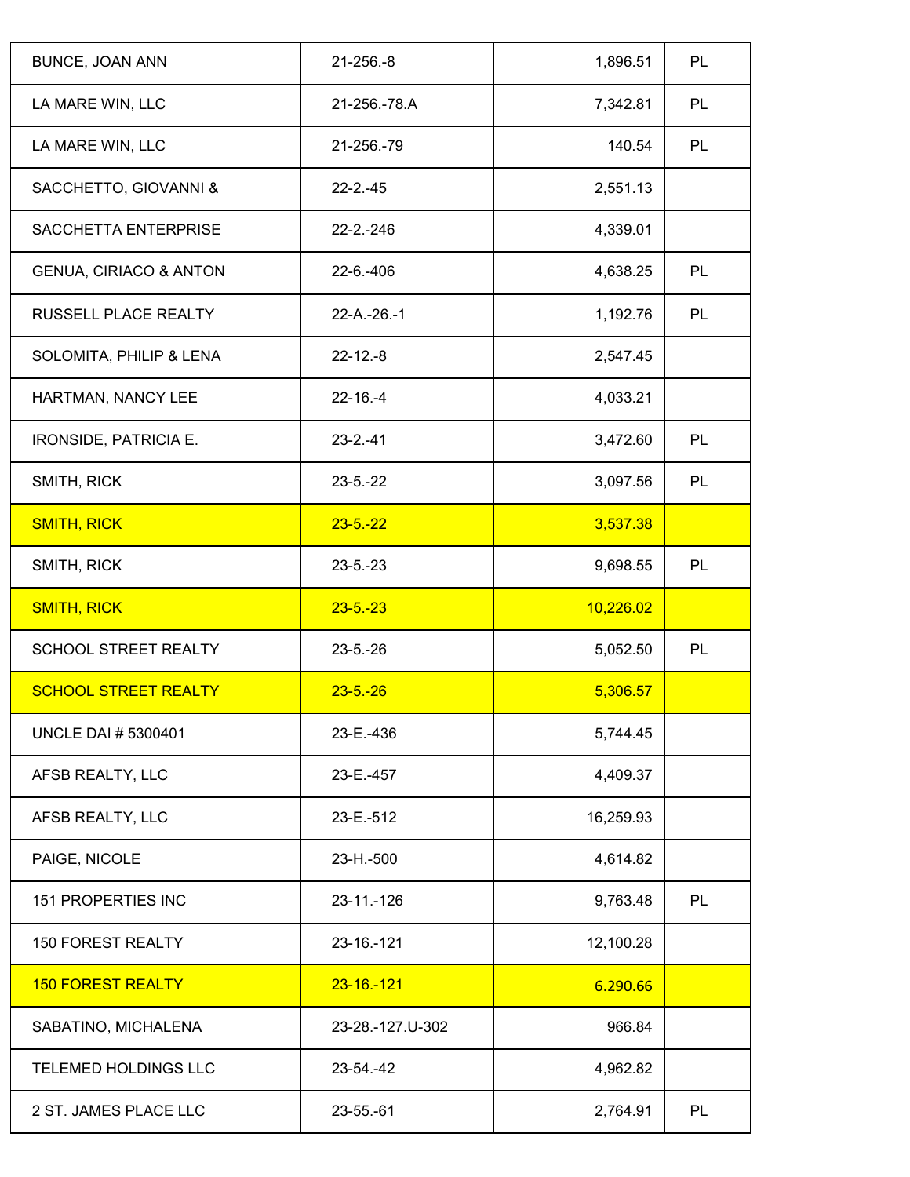| | | | |
|---|---|---|---|
| BUNCE, JOAN ANN | 21-256.-8 | 1,896.51 | PL |
| LA MARE WIN, LLC | 21-256.-78.A | 7,342.81 | PL |
| LA MARE WIN, LLC | 21-256.-79 | 140.54 | PL |
| SACCHETTO, GIOVANNI & | 22-2.-45 | 2,551.13 | |
| SACCHETTA ENTERPRISE | 22-2.-246 | 4,339.01 | |
| GENUA, CIRIACO & ANTON | 22-6.-406 | 4,638.25 | PL |
| RUSSELL PLACE REALTY | 22-A.-26.-1 | 1,192.76 | PL |
| SOLOMITA, PHILIP & LENA | 22-12.-8 | 2,547.45 | |
| HARTMAN, NANCY LEE | 22-16.-4 | 4,033.21 | |
| IRONSIDE, PATRICIA E. | 23-2.-41 | 3,472.60 | PL |
| SMITH, RICK | 23-5.-22 | 3,097.56 | PL |
| SMITH, RICK | 23-5.-22 | 3,537.38 | |
| SMITH, RICK | 23-5.-23 | 9,698.55 | PL |
| SMITH, RICK | 23-5.-23 | 10,226.02 | |
| SCHOOL STREET REALTY | 23-5.-26 | 5,052.50 | PL |
| SCHOOL STREET REALTY | 23-5.-26 | 5,306.57 | |
| UNCLE DAI # 5300401 | 23-E.-436 | 5,744.45 | |
| AFSB REALTY, LLC | 23-E.-457 | 4,409.37 | |
| AFSB REALTY, LLC | 23-E.-512 | 16,259.93 | |
| PAIGE, NICOLE | 23-H.-500 | 4,614.82 | |
| 151 PROPERTIES INC | 23-11.-126 | 9,763.48 | PL |
| 150 FOREST REALTY | 23-16.-121 | 12,100.28 | |
| 150 FOREST REALTY | 23-16.-121 | 6.290.66 | |
| SABATINO, MICHALENA | 23-28.-127.U-302 | 966.84 | |
| TELEMED HOLDINGS LLC | 23-54.-42 | 4,962.82 | |
| 2 ST. JAMES PLACE LLC | 23-55.-61 | 2,764.91 | PL |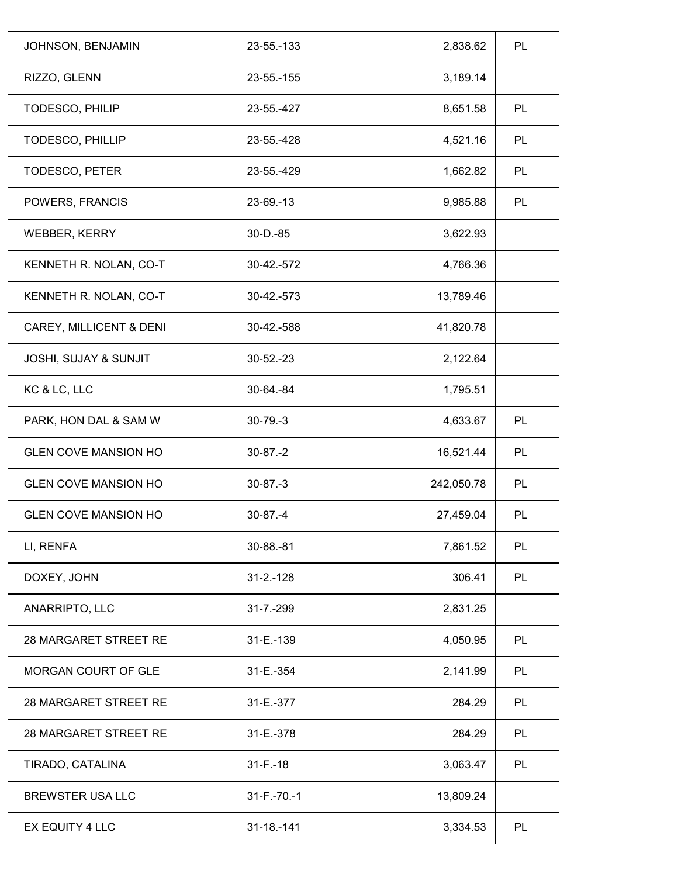| | | | |
|---|---|---|---|
| JOHNSON, BENJAMIN | 23-55.-133 | 2,838.62 | PL |
| RIZZO, GLENN | 23-55.-155 | 3,189.14 | |
| TODESCO, PHILIP | 23-55.-427 | 8,651.58 | PL |
| TODESCO, PHILLIP | 23-55.-428 | 4,521.16 | PL |
| TODESCO, PETER | 23-55.-429 | 1,662.82 | PL |
| POWERS, FRANCIS | 23-69.-13 | 9,985.88 | PL |
| WEBBER, KERRY | 30-D.-85 | 3,622.93 | |
| KENNETH R. NOLAN, CO-T | 30-42.-572 | 4,766.36 | |
| KENNETH R. NOLAN, CO-T | 30-42.-573 | 13,789.46 | |
| CAREY, MILLICENT & DENI | 30-42.-588 | 41,820.78 | |
| JOSHI, SUJAY & SUNJIT | 30-52.-23 | 2,122.64 | |
| KC & LC, LLC | 30-64.-84 | 1,795.51 | |
| PARK, HON DAL & SAM W | 30-79.-3 | 4,633.67 | PL |
| GLEN COVE MANSION HO | 30-87.-2 | 16,521.44 | PL |
| GLEN COVE MANSION HO | 30-87.-3 | 242,050.78 | PL |
| GLEN COVE MANSION HO | 30-87.-4 | 27,459.04 | PL |
| LI, RENFA | 30-88.-81 | 7,861.52 | PL |
| DOXEY, JOHN | 31-2.-128 | 306.41 | PL |
| ANARRIPTO, LLC | 31-7.-299 | 2,831.25 | |
| 28 MARGARET STREET RE | 31-E.-139 | 4,050.95 | PL |
| MORGAN COURT OF GLE | 31-E.-354 | 2,141.99 | PL |
| 28 MARGARET STREET RE | 31-E.-377 | 284.29 | PL |
| 28 MARGARET STREET RE | 31-E.-378 | 284.29 | PL |
| TIRADO, CATALINA | 31-F.-18 | 3,063.47 | PL |
| BREWSTER USA LLC | 31-F.-70.-1 | 13,809.24 | |
| EX EQUITY 4 LLC | 31-18.-141 | 3,334.53 | PL |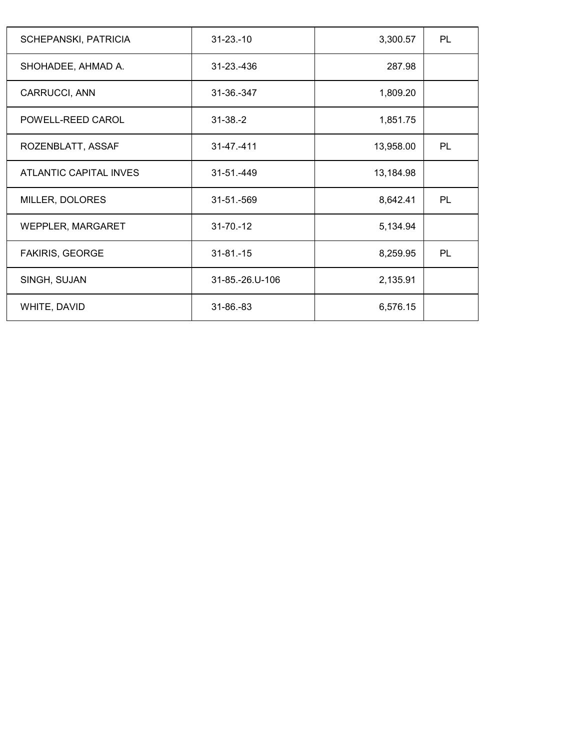| | | | |
|---|---|---|---|
| SCHEPANSKI, PATRICIA | 31-23.-10 | 3,300.57 | PL |
| SHOHADEE, AHMAD A. | 31-23.-436 | 287.98 | |
| CARRUCCI, ANN | 31-36.-347 | 1,809.20 | |
| POWELL-REED CAROL | 31-38.-2 | 1,851.75 | |
| ROZENBLATT, ASSAF | 31-47.-411 | 13,958.00 | PL |
| ATLANTIC CAPITAL INVES | 31-51.-449 | 13,184.98 | |
| MILLER, DOLORES | 31-51.-569 | 8,642.41 | PL |
| WEPPLER, MARGARET | 31-70.-12 | 5,134.94 | |
| FAKIRIS, GEORGE | 31-81.-15 | 8,259.95 | PL |
| SINGH, SUJAN | 31-85.-26.U-106 | 2,135.91 | |
| WHITE, DAVID | 31-86.-83 | 6,576.15 | |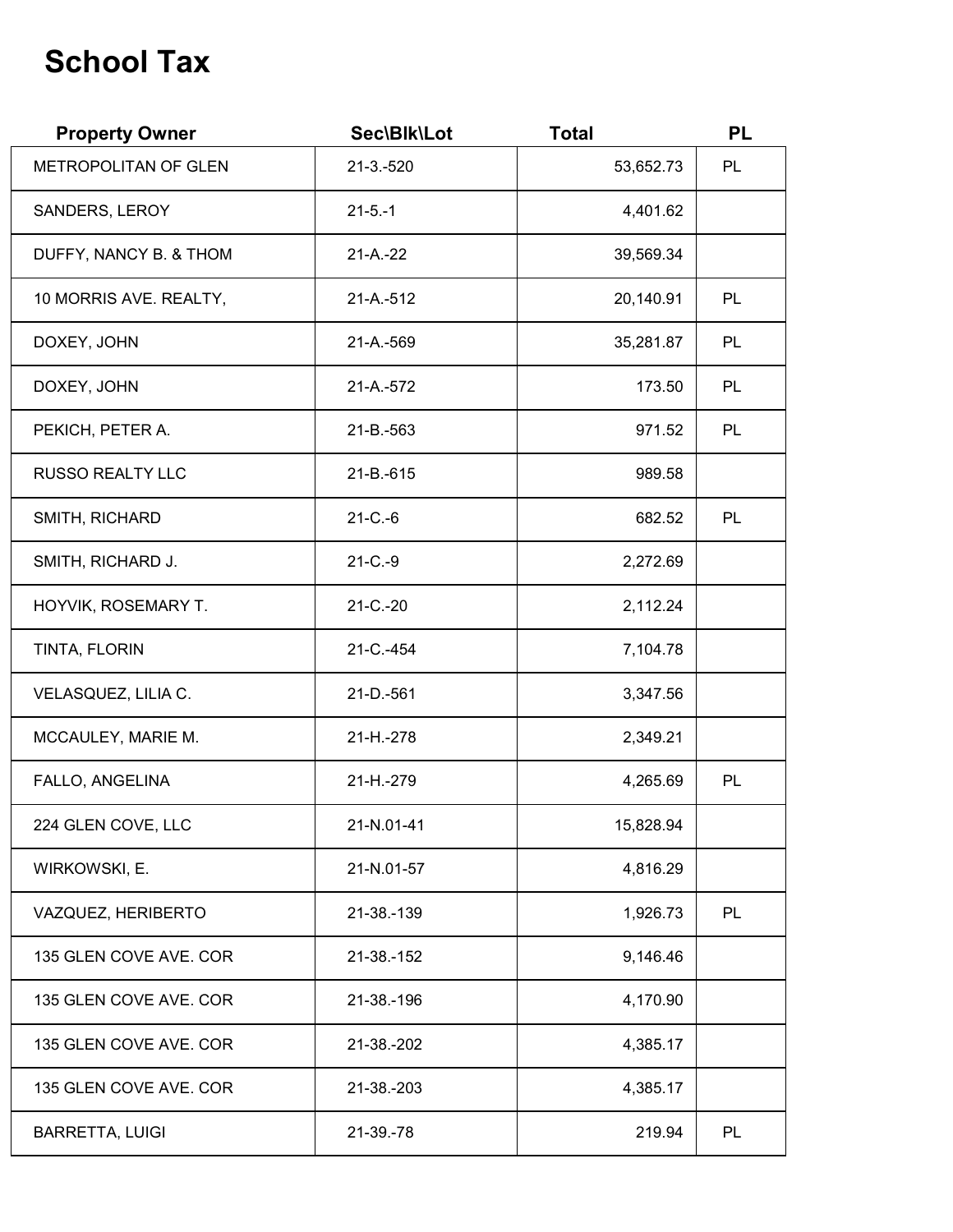# School Tax

| Property Owner | Sec\Blk\Lot | Total | PL |
| --- | --- | --- | --- |
| METROPOLITAN OF GLEN | 21-3.-520 | 53,652.73 | PL |
| SANDERS, LEROY | 21-5.-1 | 4,401.62 | |
| DUFFY, NANCY B. & THOM | 21-A.-22 | 39,569.34 | |
| 10 MORRIS AVE. REALTY, | 21-A.-512 | 20,140.91 | PL |
| DOXEY, JOHN | 21-A.-569 | 35,281.87 | PL |
| DOXEY, JOHN | 21-A.-572 | 173.50 | PL |
| PEKICH, PETER A. | 21-B.-563 | 971.52 | PL |
| RUSSO REALTY LLC | 21-B.-615 | 989.58 | |
| SMITH, RICHARD | 21-C.-6 | 682.52 | PL |
| SMITH, RICHARD J. | 21-C.-9 | 2,272.69 | |
| HOYVIK, ROSEMARY T. | 21-C.-20 | 2,112.24 | |
| TINTA, FLORIN | 21-C.-454 | 7,104.78 | |
| VELASQUEZ, LILIA C. | 21-D.-561 | 3,347.56 | |
| MCCAULEY, MARIE M. | 21-H.-278 | 2,349.21 | |
| FALLO, ANGELINA | 21-H.-279 | 4,265.69 | PL |
| 224 GLEN COVE, LLC | 21-N.01-41 | 15,828.94 | |
| WIRKOWSKI, E. | 21-N.01-57 | 4,816.29 | |
| VAZQUEZ, HERIBERTO | 21-38.-139 | 1,926.73 | PL |
| 135 GLEN COVE AVE. COR | 21-38.-152 | 9,146.46 | |
| 135 GLEN COVE AVE. COR | 21-38.-196 | 4,170.90 | |
| 135 GLEN COVE AVE. COR | 21-38.-202 | 4,385.17 | |
| 135 GLEN COVE AVE. COR | 21-38.-203 | 4,385.17 | |
| BARRETTA, LUIGI | 21-39.-78 | 219.94 | PL |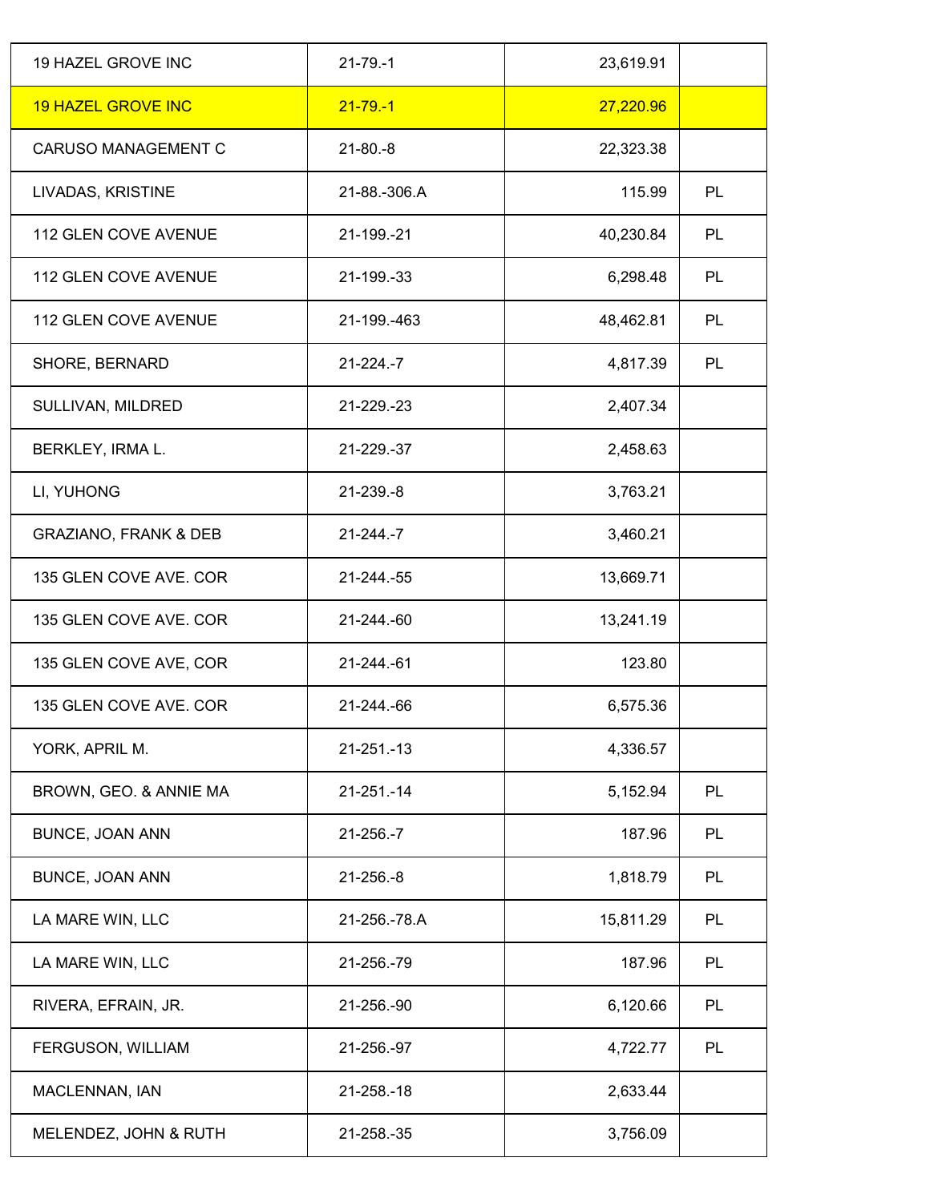| | | | |
|---|---|---|---|
| 19 HAZEL GROVE INC | 21-79.-1 | 23,619.91 | |
| 19 HAZEL GROVE INC | 21-79.-1 | 27,220.96 | |
| CARUSO MANAGEMENT C | 21-80.-8 | 22,323.38 | |
| LIVADAS, KRISTINE | 21-88.-306.A | 115.99 | PL |
| 112 GLEN COVE AVENUE | 21-199.-21 | 40,230.84 | PL |
| 112 GLEN COVE AVENUE | 21-199.-33 | 6,298.48 | PL |
| 112 GLEN COVE AVENUE | 21-199.-463 | 48,462.81 | PL |
| SHORE, BERNARD | 21-224.-7 | 4,817.39 | PL |
| SULLIVAN, MILDRED | 21-229.-23 | 2,407.34 | |
| BERKLEY, IRMA L. | 21-229.-37 | 2,458.63 | |
| LI, YUHONG | 21-239.-8 | 3,763.21 | |
| GRAZIANO, FRANK & DEB | 21-244.-7 | 3,460.21 | |
| 135 GLEN COVE AVE. COR | 21-244.-55 | 13,669.71 | |
| 135 GLEN COVE AVE. COR | 21-244.-60 | 13,241.19 | |
| 135 GLEN COVE AVE, COR | 21-244.-61 | 123.80 | |
| 135 GLEN COVE AVE. COR | 21-244.-66 | 6,575.36 | |
| YORK, APRIL M. | 21-251.-13 | 4,336.57 | |
| BROWN, GEO. & ANNIE MA | 21-251.-14 | 5,152.94 | PL |
| BUNCE, JOAN ANN | 21-256.-7 | 187.96 | PL |
| BUNCE, JOAN ANN | 21-256.-8 | 1,818.79 | PL |
| LA MARE WIN, LLC | 21-256.-78.A | 15,811.29 | PL |
| LA MARE WIN, LLC | 21-256.-79 | 187.96 | PL |
| RIVERA, EFRAIN, JR. | 21-256.-90 | 6,120.66 | PL |
| FERGUSON, WILLIAM | 21-256.-97 | 4,722.77 | PL |
| MACLENNAN, IAN | 21-258.-18 | 2,633.44 | |
| MELENDEZ, JOHN & RUTH | 21-258.-35 | 3,756.09 | |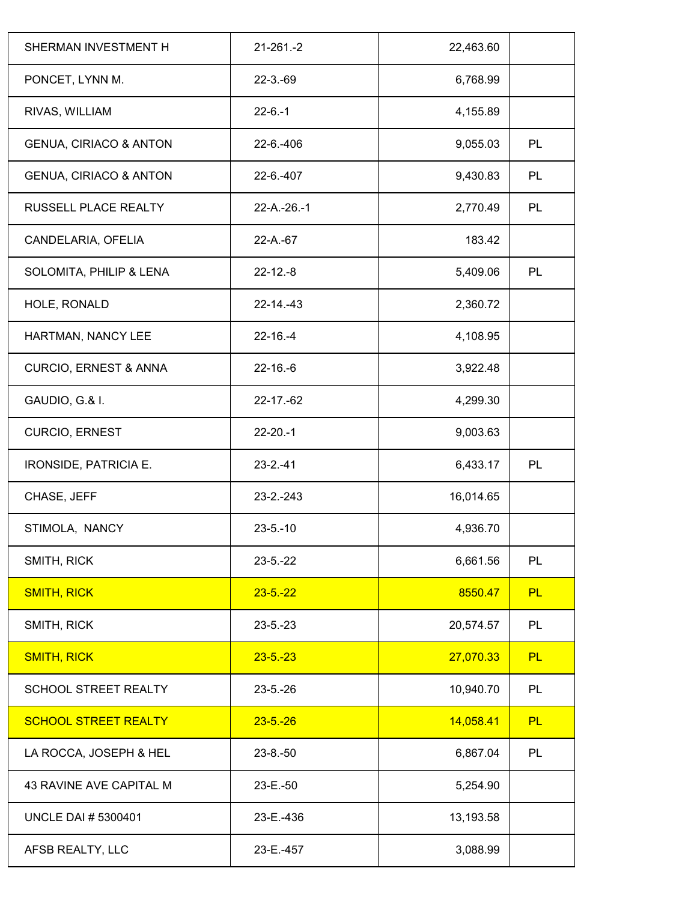| | | | |
|---|---|---|---|
| SHERMAN INVESTMENT H | 21-261.-2 | 22,463.60 | |
| PONCET, LYNN M. | 22-3.-69 | 6,768.99 | |
| RIVAS, WILLIAM | 22-6.-1 | 4,155.89 | |
| GENUA, CIRIACO & ANTON | 22-6.-406 | 9,055.03 | PL |
| GENUA, CIRIACO & ANTON | 22-6.-407 | 9,430.83 | PL |
| RUSSELL PLACE REALTY | 22-A.-26.-1 | 2,770.49 | PL |
| CANDELARIA, OFELIA | 22-A.-67 | 183.42 | |
| SOLOMITA, PHILIP & LENA | 22-12.-8 | 5,409.06 | PL |
| HOLE, RONALD | 22-14.-43 | 2,360.72 | |
| HARTMAN, NANCY LEE | 22-16.-4 | 4,108.95 | |
| CURCIO, ERNEST & ANNA | 22-16.-6 | 3,922.48 | |
| GAUDIO, G.& I. | 22-17.-62 | 4,299.30 | |
| CURCIO, ERNEST | 22-20.-1 | 9,003.63 | |
| IRONSIDE, PATRICIA E. | 23-2.-41 | 6,433.17 | PL |
| CHASE, JEFF | 23-2.-243 | 16,014.65 | |
| STIMOLA, NANCY | 23-5.-10 | 4,936.70 | |
| SMITH, RICK | 23-5.-22 | 6,661.56 | PL |
| SMITH, RICK | 23-5.-22 | 8550.47 | PL |
| SMITH, RICK | 23-5.-23 | 20,574.57 | PL |
| SMITH, RICK | 23-5.-23 | 27,070.33 | PL |
| SCHOOL STREET REALTY | 23-5.-26 | 10,940.70 | PL |
| SCHOOL STREET REALTY | 23-5.-26 | 14,058.41 | PL |
| LA ROCCA, JOSEPH & HEL | 23-8.-50 | 6,867.04 | PL |
| 43 RAVINE AVE CAPITAL M | 23-E.-50 | 5,254.90 | |
| UNCLE DAI # 5300401 | 23-E.-436 | 13,193.58 | |
| AFSB REALTY, LLC | 23-E.-457 | 3,088.99 | |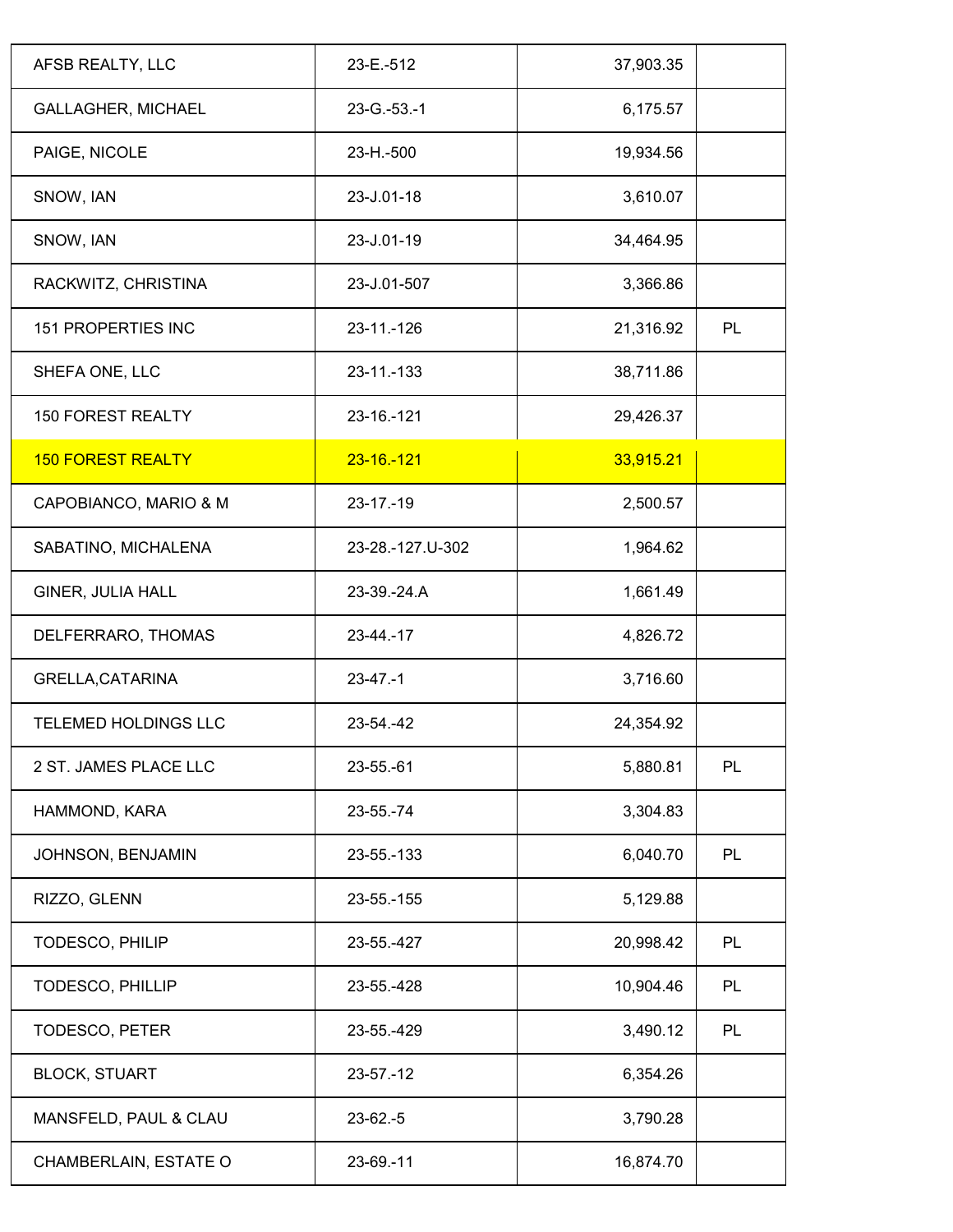| | | | |
|---|---|---|---|
| AFSB REALTY, LLC | 23-E.-512 | 37,903.35 | |
| GALLAGHER, MICHAEL | 23-G.-53.-1 | 6,175.57 | |
| PAIGE, NICOLE | 23-H.-500 | 19,934.56 | |
| SNOW, IAN | 23-J.01-18 | 3,610.07 | |
| SNOW, IAN | 23-J.01-19 | 34,464.95 | |
| RACKWITZ, CHRISTINA | 23-J.01-507 | 3,366.86 | |
| 151 PROPERTIES INC | 23-11.-126 | 21,316.92 | PL |
| SHEFA ONE, LLC | 23-11.-133 | 38,711.86 | |
| 150 FOREST REALTY | 23-16.-121 | 29,426.37 | |
| 150 FOREST REALTY | 23-16.-121 | 33,915.21 | |
| CAPOBIANCO, MARIO & M | 23-17.-19 | 2,500.57 | |
| SABATINO, MICHALENA | 23-28.-127.U-302 | 1,964.62 | |
| GINER, JULIA HALL | 23-39.-24.A | 1,661.49 | |
| DELFERRARO, THOMAS | 23-44.-17 | 4,826.72 | |
| GRELLA,CATARINA | 23-47.-1 | 3,716.60 | |
| TELEMED HOLDINGS LLC | 23-54.-42 | 24,354.92 | |
| 2 ST. JAMES PLACE LLC | 23-55.-61 | 5,880.81 | PL |
| HAMMOND, KARA | 23-55.-74 | 3,304.83 | |
| JOHNSON, BENJAMIN | 23-55.-133 | 6,040.70 | PL |
| RIZZO, GLENN | 23-55.-155 | 5,129.88 | |
| TODESCO, PHILIP | 23-55.-427 | 20,998.42 | PL |
| TODESCO, PHILLIP | 23-55.-428 | 10,904.46 | PL |
| TODESCO, PETER | 23-55.-429 | 3,490.12 | PL |
| BLOCK, STUART | 23-57.-12 | 6,354.26 | |
| MANSFELD, PAUL & CLAU | 23-62.-5 | 3,790.28 | |
| CHAMBERLAIN, ESTATE O | 23-69.-11 | 16,874.70 | |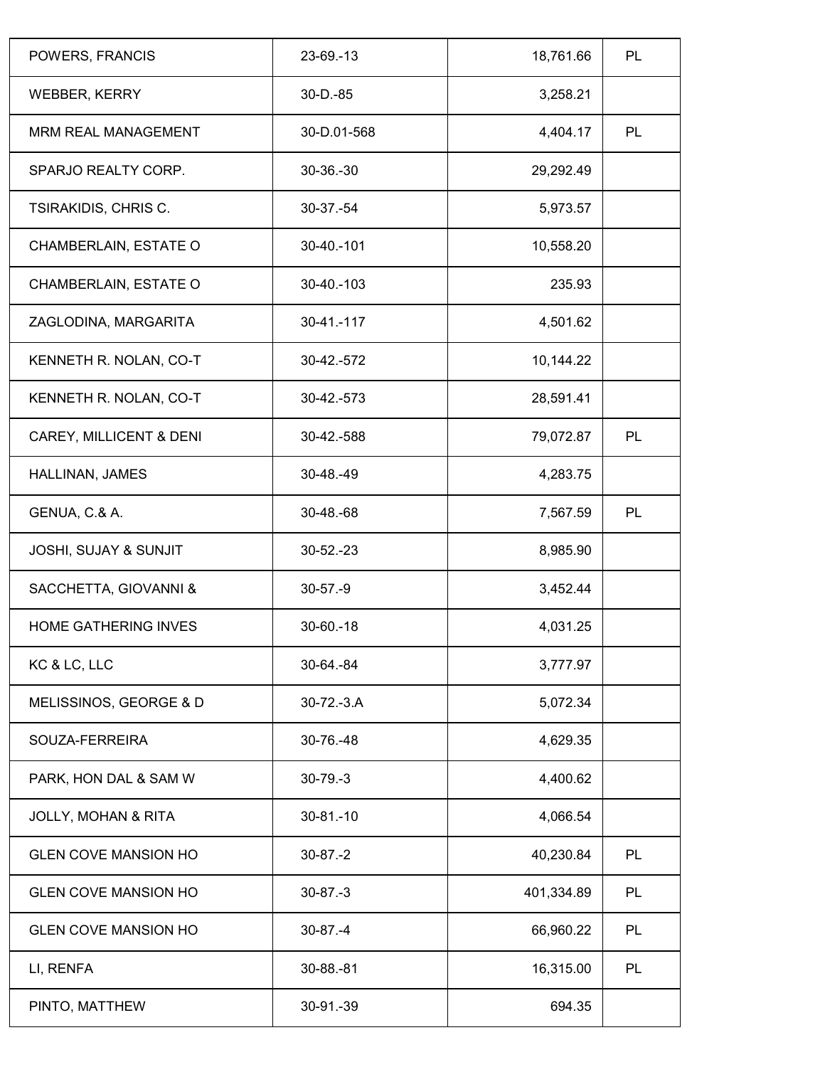| | | | |
|---|---|---|---|
| POWERS, FRANCIS | 23-69.-13 | 18,761.66 | PL |
| WEBBER, KERRY | 30-D.-85 | 3,258.21 | |
| MRM REAL MANAGEMENT | 30-D.01-568 | 4,404.17 | PL |
| SPARJO REALTY CORP. | 30-36.-30 | 29,292.49 | |
| TSIRAKIDIS, CHRIS C. | 30-37.-54 | 5,973.57 | |
| CHAMBERLAIN, ESTATE O | 30-40.-101 | 10,558.20 | |
| CHAMBERLAIN, ESTATE O | 30-40.-103 | 235.93 | |
| ZAGLODINA, MARGARITA | 30-41.-117 | 4,501.62 | |
| KENNETH R. NOLAN, CO-T | 30-42.-572 | 10,144.22 | |
| KENNETH R. NOLAN, CO-T | 30-42.-573 | 28,591.41 | |
| CAREY, MILLICENT & DENI | 30-42.-588 | 79,072.87 | PL |
| HALLINAN, JAMES | 30-48.-49 | 4,283.75 | |
| GENUA, C.& A. | 30-48.-68 | 7,567.59 | PL |
| JOSHI, SUJAY & SUNJIT | 30-52.-23 | 8,985.90 | |
| SACCHETTA, GIOVANNI & | 30-57.-9 | 3,452.44 | |
| HOME GATHERING INVES | 30-60.-18 | 4,031.25 | |
| KC & LC, LLC | 30-64.-84 | 3,777.97 | |
| MELISSINOS, GEORGE & D | 30-72.-3.A | 5,072.34 | |
| SOUZA-FERREIRA | 30-76.-48 | 4,629.35 | |
| PARK, HON DAL & SAM W | 30-79.-3 | 4,400.62 | |
| JOLLY, MOHAN & RITA | 30-81.-10 | 4,066.54 | |
| GLEN COVE MANSION HO | 30-87.-2 | 40,230.84 | PL |
| GLEN COVE MANSION HO | 30-87.-3 | 401,334.89 | PL |
| GLEN COVE MANSION HO | 30-87.-4 | 66,960.22 | PL |
| LI, RENFA | 30-88.-81 | 16,315.00 | PL |
| PINTO, MATTHEW | 30-91.-39 | 694.35 | |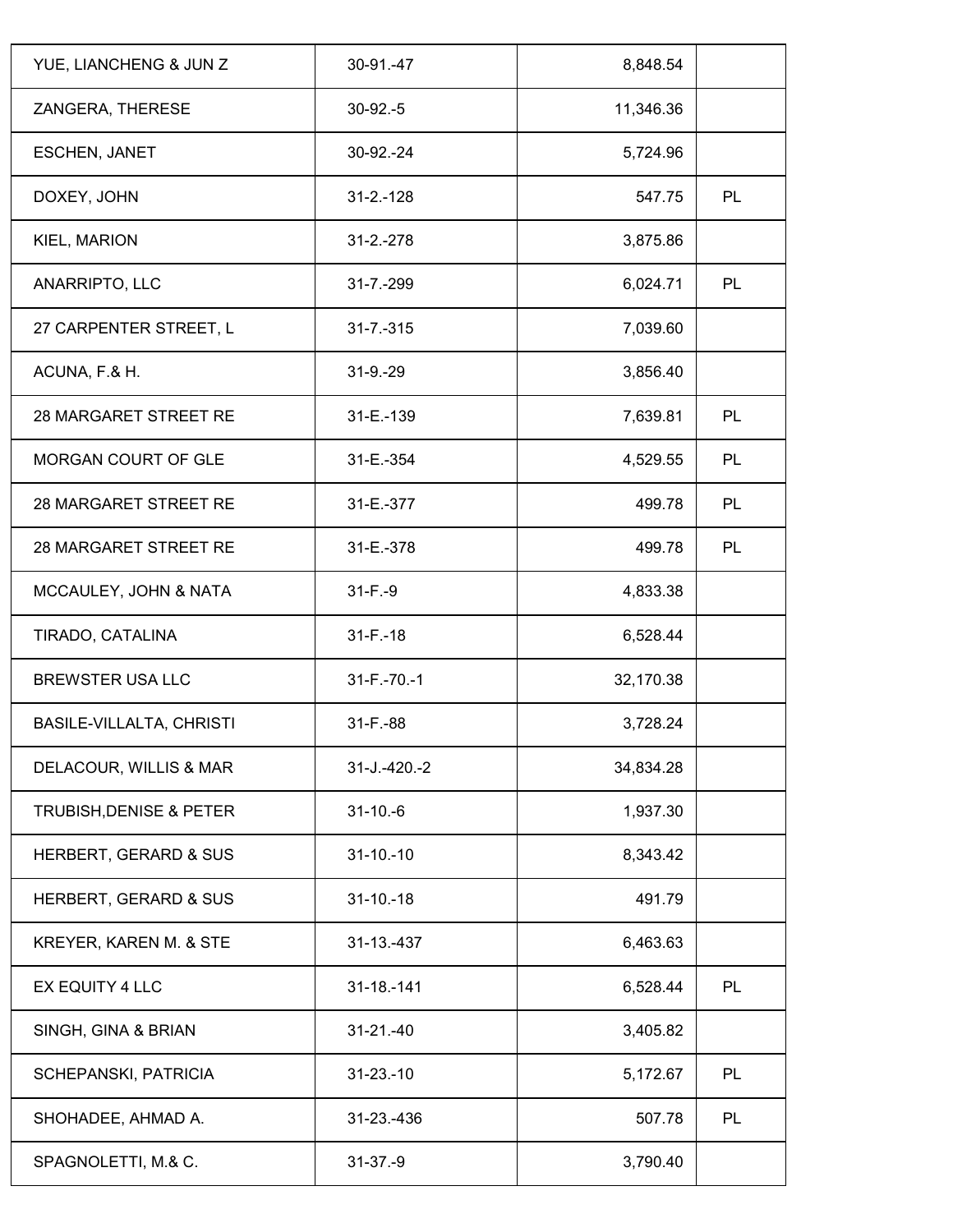| | | | |
|---|---|---|---|
| YUE, LIANCHENG & JUN Z | 30-91.-47 | 8,848.54 | |
| ZANGERA, THERESE | 30-92.-5 | 11,346.36 | |
| ESCHEN, JANET | 30-92.-24 | 5,724.96 | |
| DOXEY, JOHN | 31-2.-128 | 547.75 | PL |
| KIEL, MARION | 31-2.-278 | 3,875.86 | |
| ANARRIPTO, LLC | 31-7.-299 | 6,024.71 | PL |
| 27 CARPENTER STREET, L | 31-7.-315 | 7,039.60 | |
| ACUNA, F.& H. | 31-9.-29 | 3,856.40 | |
| 28 MARGARET STREET RE | 31-E.-139 | 7,639.81 | PL |
| MORGAN COURT OF GLE | 31-E.-354 | 4,529.55 | PL |
| 28 MARGARET STREET RE | 31-E.-377 | 499.78 | PL |
| 28 MARGARET STREET RE | 31-E.-378 | 499.78 | PL |
| MCCAULEY, JOHN & NATA | 31-F.-9 | 4,833.38 | |
| TIRADO, CATALINA | 31-F.-18 | 6,528.44 | |
| BREWSTER USA LLC | 31-F.-70.-1 | 32,170.38 | |
| BASILE-VILLALTA, CHRISTI | 31-F.-88 | 3,728.24 | |
| DELACOUR, WILLIS & MAR | 31-J.-420.-2 | 34,834.28 | |
| TRUBISH,DENISE & PETER | 31-10.-6 | 1,937.30 | |
| HERBERT, GERARD & SUS | 31-10.-10 | 8,343.42 | |
| HERBERT, GERARD & SUS | 31-10.-18 | 491.79 | |
| KREYER, KAREN M. & STE | 31-13.-437 | 6,463.63 | |
| EX EQUITY 4 LLC | 31-18.-141 | 6,528.44 | PL |
| SINGH, GINA & BRIAN | 31-21.-40 | 3,405.82 | |
| SCHEPANSKI, PATRICIA | 31-23.-10 | 5,172.67 | PL |
| SHOHADEE, AHMAD A. | 31-23.-436 | 507.78 | PL |
| SPAGNOLETTI, M.& C. | 31-37.-9 | 3,790.40 | |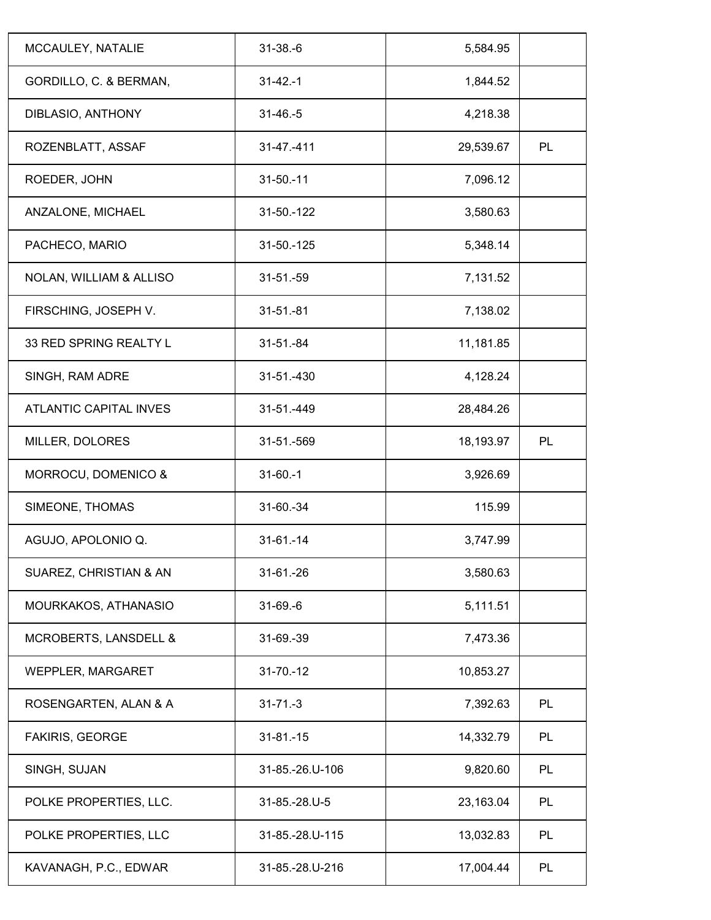| | | | |
|---|---|---|---|
| MCCAULEY, NATALIE | 31-38.-6 | 5,584.95 | |
| GORDILLO, C. & BERMAN, | 31-42.-1 | 1,844.52 | |
| DIBLASIO, ANTHONY | 31-46.-5 | 4,218.38 | |
| ROZENBLATT, ASSAF | 31-47.-411 | 29,539.67 | PL |
| ROEDER, JOHN | 31-50.-11 | 7,096.12 | |
| ANZALONE, MICHAEL | 31-50.-122 | 3,580.63 | |
| PACHECO, MARIO | 31-50.-125 | 5,348.14 | |
| NOLAN, WILLIAM & ALLISO | 31-51.-59 | 7,131.52 | |
| FIRSCHING, JOSEPH V. | 31-51.-81 | 7,138.02 | |
| 33 RED SPRING REALTY L | 31-51.-84 | 11,181.85 | |
| SINGH, RAM ADRE | 31-51.-430 | 4,128.24 | |
| ATLANTIC CAPITAL INVES | 31-51.-449 | 28,484.26 | |
| MILLER, DOLORES | 31-51.-569 | 18,193.97 | PL |
| MORROCU, DOMENICO & | 31-60.-1 | 3,926.69 | |
| SIMEONE, THOMAS | 31-60.-34 | 115.99 | |
| AGUJO, APOLONIO Q. | 31-61.-14 | 3,747.99 | |
| SUAREZ, CHRISTIAN & AN | 31-61.-26 | 3,580.63 | |
| MOURKAKOS, ATHANASIO | 31-69.-6 | 5,111.51 | |
| MCROBERTS, LANSDELL & | 31-69.-39 | 7,473.36 | |
| WEPPLER, MARGARET | 31-70.-12 | 10,853.27 | |
| ROSENGARTEN, ALAN & A | 31-71.-3 | 7,392.63 | PL |
| FAKIRIS, GEORGE | 31-81.-15 | 14,332.79 | PL |
| SINGH, SUJAN | 31-85.-26.U-106 | 9,820.60 | PL |
| POLKE PROPERTIES, LLC. | 31-85.-28.U-5 | 23,163.04 | PL |
| POLKE PROPERTIES, LLC | 31-85.-28.U-115 | 13,032.83 | PL |
| KAVANAGH, P.C., EDWAR | 31-85.-28.U-216 | 17,004.44 | PL |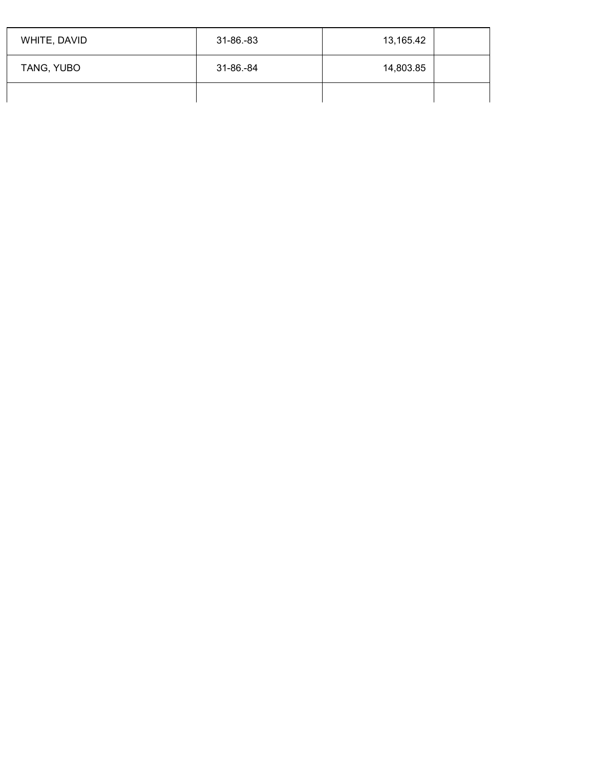| | | | |
|---|---|---|---|
| WHITE, DAVID | 31-86.-83 | 13,165.42 | |
| TANG, YUBO | 31-86.-84 | 14,803.85 | |
| | | | |